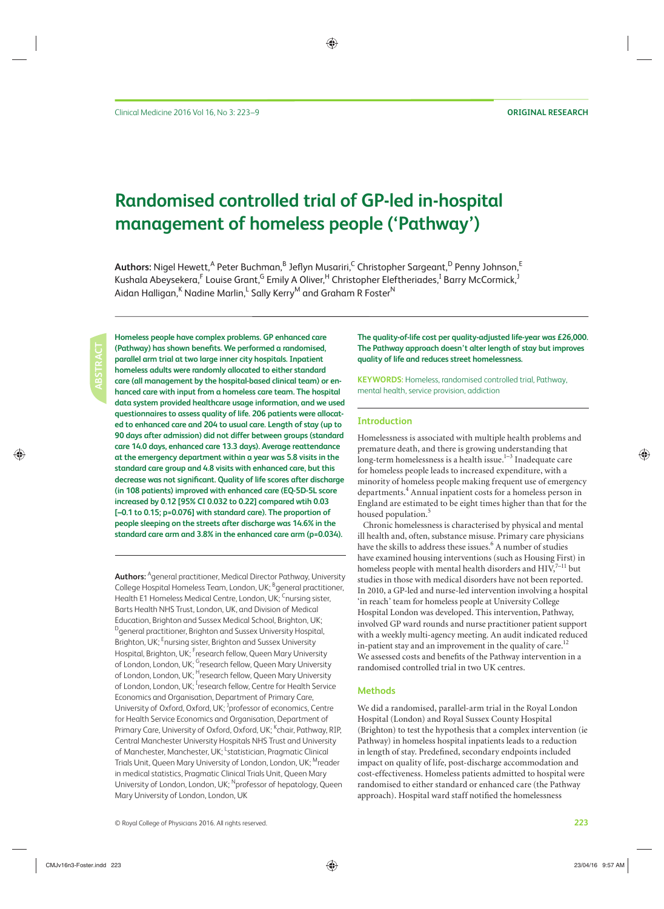ORIGINAL RESEARCH

# Randomised controlled trial of GP-led in-hospital management of homeless people ('Pathway')

**Authors:** Nigel Hewett,[A] Peter Buchman,[B] Jeflyn Musariri,[C] Christopher Sargeant,[D] Penny Johnson,[E] Kushala Abeysekera,[F] Louise Grant,[G] Emily A Oliver,[H] Christopher Eleftheriades,[I] Barry McCormick,[J] Aidan Halligan,[K] Nadine Marlin,[L] Sally Kerry[M] and Graham R Foster[N]

## ABSTRACT

**Homeless people have complex problems. GP enhanced care (Pathway) has shown benefits. We performed a randomised, parallel arm trial at two large inner city hospitals. Inpatient homeless adults were randomly allocated to either standard care (all management by the hospital-based clinical team) or enhanced care with input from a homeless care team. The hospital data system provided healthcare usage information, and we used questionnaires to assess quality of life. 206 patients were allocated to enhanced care and 204 to usual care. Length of stay (up to 90 days after admission) did not differ between groups (standard care 14.0 days, enhanced care 13.3 days). Average reattendance at the emergency department within a year was 5.8 visits in the standard care group and 4.8 visits with enhanced care, but this decrease was not significant. Quality of life scores after discharge (in 108 patients) improved with enhanced care (EQ-5D-5L score increased by 0.12 [95% CI 0.032 to 0.22] compared wtih 0.03 [–0.1 to 0.15; p=0.076] with standard care). The proportion of people sleeping on the streets after discharge was 14.6% in the standard care arm and 3.8% in the enhanced care arm (p=0.034). The quality-of-life cost per quality-adjusted life-year was £26,000. The Pathway approach doesn't alter length of stay but improves quality of life and reduces street homelessness.**

**KEYWORDS:** Homeless, randomised controlled trial, Pathway, mental health, service provision, addiction

**Authors:** [A]general practitioner, Medical Director Pathway, University College Hospital Homeless Team, London, UK; [B]general practitioner, Health E1 Homeless Medical Centre, London, UK; [C]nursing sister, Barts Health NHS Trust, London, UK, and Division of Medical Education, Brighton and Sussex Medical School, Brighton, UK; [D]general practitioner, Brighton and Sussex University Hospital, Brighton, UK; [E]nursing sister, Brighton and Sussex University Hospital, Brighton, UK; [F]research fellow, Queen Mary University of London, London, UK; [G]research fellow, Queen Mary University of London, London, UK; [H]research fellow, Queen Mary University of London, London, UK; [I]research fellow, Centre for Health Service Economics and Organisation, Department of Primary Care, University of Oxford, Oxford, UK; [J]professor of economics, Centre for Health Service Economics and Organisation, Department of Primary Care, University of Oxford, Oxford, UK; [K]chair, Pathway, RIP, Central Manchester University Hospitals NHS Trust and University of Manchester, Manchester, UK; [L]statistician, Pragmatic Clinical Trials Unit, Queen Mary University of London, London, UK; [M]reader in medical statistics, Pragmatic Clinical Trials Unit, Queen Mary University of London, London, UK; [N]professor of hepatology, Queen Mary University of London, London, UK

## Introduction

Homelessness is associated with multiple health problems and premature death, and there is growing understanding that long-term homelessness is a health issue.[1–3] Inadequate care for homeless people leads to increased expenditure, with a minority of homeless people making frequent use of emergency departments.[4] Annual inpatient costs for a homeless person in England are estimated to be eight times higher than that for the housed population.[5]

Chronic homelessness is characterised by physical and mental ill health and, often, substance misuse. Primary care physicians have the skills to address these issues.[6] A number of studies have examined housing interventions (such as Housing First) in homeless people with mental health disorders and HIV,[7–11] but studies in those with medical disorders have not been reported. In 2010, a GP-led and nurse-led intervention involving a hospital 'in reach' team for homeless people at University College Hospital London was developed. This intervention, Pathway, involved GP ward rounds and nurse practitioner patient support with a weekly multi-agency meeting. An audit indicated reduced in-patient stay and an improvement in the quality of care.[12] We assessed costs and benefits of the Pathway intervention in a randomised controlled trial in two UK centres.

## Methods

We did a randomised, parallel-arm trial in the Royal London Hospital (London) and Royal Sussex County Hospital (Brighton) to test the hypothesis that a complex intervention (ie Pathway) in homeless hospital inpatients leads to a reduction in length of stay. Predefined, secondary endpoints included impact on quality of life, post-discharge accommodation and cost-effectiveness. Homeless patients admitted to hospital were randomised to either standard or enhanced care (the Pathway approach). Hospital ward staff notified the homelessness

© Royal College of Physicians 2016. All rights reserved.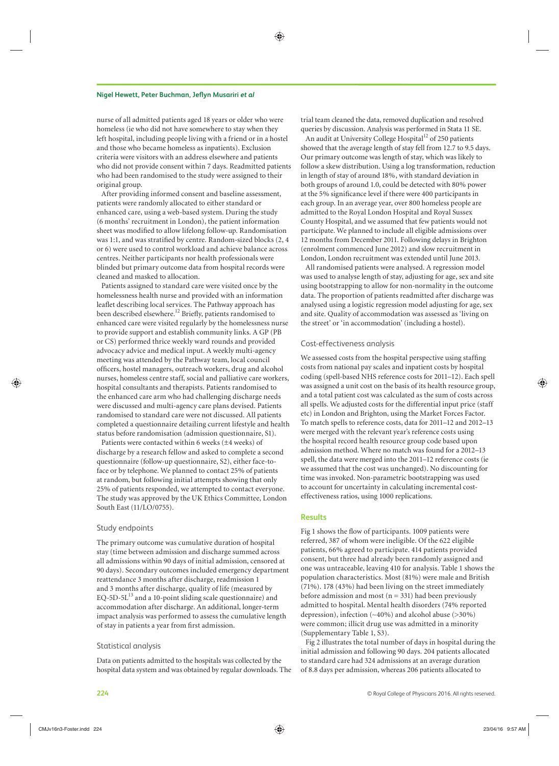nurse of all admitted patients aged 18 years or older who were homeless (ie who did not have somewhere to stay when they left hospital, including people living with a friend or in a hostel and those who became homeless as inpatients). Exclusion criteria were visitors with an address elsewhere and patients who did not provide consent within 7 days. Readmitted patients who had been randomised to the study were assigned to their original group.

After providing informed consent and baseline assessment, patients were randomly allocated to either standard or enhanced care, using a web-based system. During the study (6 months' recruitment in London), the patient information sheet was modified to allow lifelong follow-up. Randomisation was 1:1, and was stratified by centre. Random-sized blocks (2, 4 or 6) were used to control workload and achieve balance across centres. Neither participants nor health professionals were blinded but primary outcome data from hospital records were cleaned and masked to allocation.

Patients assigned to standard care were visited once by the homelessness health nurse and provided with an information leaflet describing local services. The Pathway approach has been described elsewhere.[12] Briefly, patients randomised to enhanced care were visited regularly by the homelessness nurse to provide support and establish community links. A GP (PB or CS) performed thrice weekly ward rounds and provided advocacy advice and medical input. A weekly multi-agency meeting was attended by the Pathway team, local council officers, hostel managers, outreach workers, drug and alcohol nurses, homeless centre staff, social and palliative care workers, hospital consultants and therapists. Patients randomised to the enhanced care arm who had challenging discharge needs were discussed and multi-agency care plans devised. Patients randomised to standard care were not discussed. All patients completed a questionnaire detailing current lifestyle and health status before randomisation (admission questionnaire, S1).

Patients were contacted within 6 weeks (±4 weeks) of discharge by a research fellow and asked to complete a second questionnaire (follow-up questionnaire, S2), either face-to-face or by telephone. We planned to contact 25% of patients at random, but following initial attempts showing that only 25% of patients responded, we attempted to contact everyone. The study was approved by the UK Ethics Committee, London South East (11/LO/0755).

### Study endpoints

The primary outcome was cumulative duration of hospital stay (time between admission and discharge summed across all admissions within 90 days of initial admission, censored at 90 days). Secondary outcomes included emergency department reattendance 3 months after discharge, readmission 1 and 3 months after discharge, quality of life (measured by EQ-5D-5L[13] and a 10-point sliding scale questionnaire) and accommodation after discharge. An additional, longer-term impact analysis was performed to assess the cumulative length of stay in patients a year from first admission.

### Statistical analysis

Data on patients admitted to the hospitals was collected by the hospital data system and was obtained by regular downloads. The trial team cleaned the data, removed duplication and resolved queries by discussion. Analysis was performed in Stata 11 SE.

An audit at University College Hospital[12] of 250 patients showed that the average length of stay fell from 12.7 to 9.5 days. Our primary outcome was length of stay, which was likely to follow a skew distribution. Using a log transformation, reduction in length of stay of around 18%, with standard deviation in both groups of around 1.0, could be detected with 80% power at the 5% significance level if there were 400 participants in each group. In an average year, over 800 homeless people are admitted to the Royal London Hospital and Royal Sussex County Hospital, and we assumed that few patients would not participate. We planned to include all eligible admissions over 12 months from December 2011. Following delays in Brighton (enrolment commenced June 2012) and slow recruitment in London, London recruitment was extended until June 2013.

All randomised patients were analysed. A regression model was used to analyse length of stay, adjusting for age, sex and site using bootstrapping to allow for non-normality in the outcome data. The proportion of patients readmitted after discharge was analysed using a logistic regression model adjusting for age, sex and site. Quality of accommodation was assessed as 'living on the street' or 'in accommodation' (including a hostel).

### Cost-effectiveness analysis

We assessed costs from the hospital perspective using staffing costs from national pay scales and inpatient costs by hospital coding (spell-based NHS reference costs for 2011–12). Each spell was assigned a unit cost on the basis of its health resource group, and a total patient cost was calculated as the sum of costs across all spells. We adjusted costs for the differential input price (staff etc) in London and Brighton, using the Market Forces Factor. To match spells to reference costs, data for 2011–12 and 2012–13 were merged with the relevant year's reference costs using the hospital record health resource group code based upon admission method. Where no match was found for a 2012–13 spell, the data were merged into the 2011–12 reference costs (ie we assumed that the cost was unchanged). No discounting for time was invoked. Non-parametric bootstrapping was used to account for uncertainty in calculating incremental cost-effectiveness ratios, using 1000 replications.

## Results

Fig 1 shows the flow of participants. 1009 patients were referred, 387 of whom were ineligible. Of the 622 eligible patients, 66% agreed to participate. 414 patients provided consent, but three had already been randomly assigned and one was untraceable, leaving 410 for analysis. Table 1 shows the population characteristics. Most (81%) were male and British (71%). 178 (43%) had been living on the street immediately before admission and most (n = 331) had been previously admitted to hospital. Mental health disorders (74% reported depression), infection (~40%) and alcohol abuse (>30%) were common; illicit drug use was admitted in a minority (Supplementary Table 1, S3).

Fig 2 illustrates the total number of days in hospital during the initial admission and following 90 days. 204 patients allocated to standard care had 324 admissions at an average duration of 8.8 days per admission, whereas 206 patients allocated to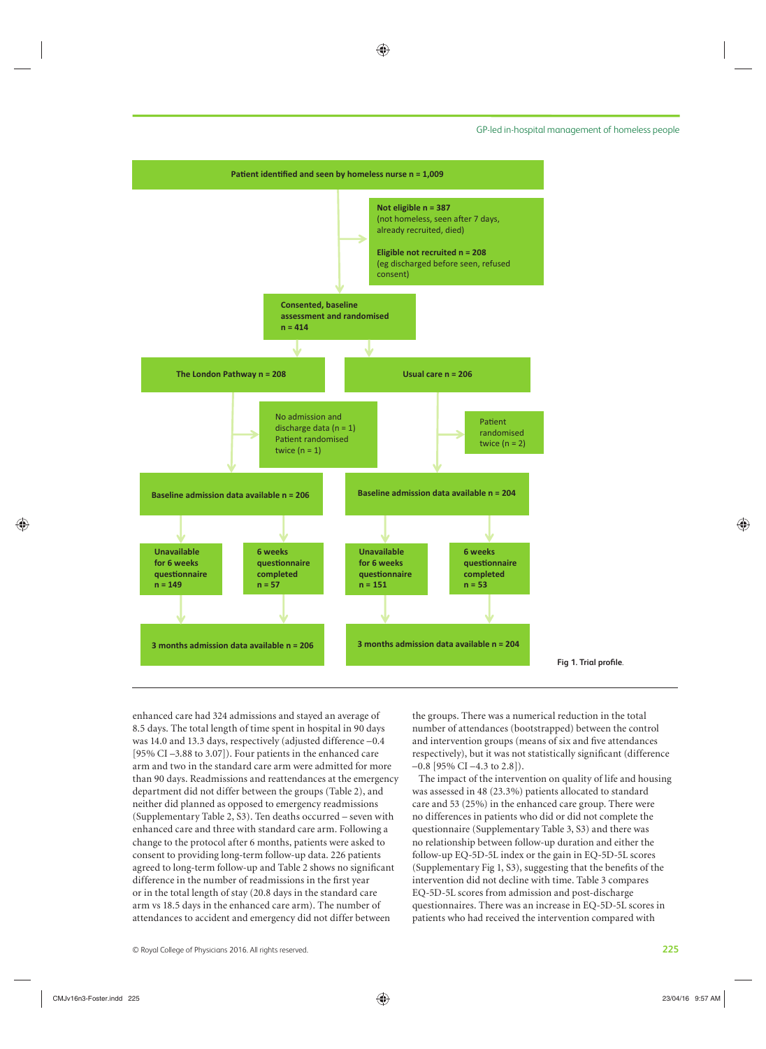Patient identified and seen by homeless nurse n = 1,009

Not eligible n = 387 (not homeless, seen after 7 days, already recruited, died)

Eligible not recruited n = 208 (eg discharged before seen, refused consent)

Consented, baseline assessment and randomised n = 414

The London Pathway n = 208

Usual care n = 206

No admission and discharge data (n = 1) Patient randomised twice (n = 1)

Patient randomised twice (n = 2)

Baseline admission data available n = 206

Baseline admission data available n = 204

Unavailable for 6 weeks questionnaire n = 149

6 weeks questionnaire completed n = 57

Unavailable for 6 weeks questionnaire n = 151

6 weeks questionnaire completed n = 53

3 months admission data available n = 206

3 months admission data available n = 204

**Fig 1. Trial profile.**

enhanced care had 324 admissions and stayed an average of 8.5 days. The total length of time spent in hospital in 90 days was 14.0 and 13.3 days, respectively (adjusted difference –0.4 [95% CI –3.88 to 3.07]). Four patients in the enhanced care arm and two in the standard care arm were admitted for more than 90 days. Readmissions and reattendances at the emergency department did not differ between the groups (Table 2), and neither did planned as opposed to emergency readmissions (Supplementary Table 2, S3). Ten deaths occurred – seven with enhanced care and three with standard care arm. Following a change to the protocol after 6 months, patients were asked to consent to providing long-term follow-up data. 226 patients agreed to long-term follow-up and Table 2 shows no significant difference in the number of readmissions in the first year or in the total length of stay (20.8 days in the standard care arm vs 18.5 days in the enhanced care arm). The number of attendances to accident and emergency did not differ between the groups. There was a numerical reduction in the total number of attendances (bootstrapped) between the control and intervention groups (means of six and five attendances respectively), but it was not statistically significant (difference –0.8 [95% CI –4.3 to 2.8]).

The impact of the intervention on quality of life and housing was assessed in 48 (23.3%) patients allocated to standard care and 53 (25%) in the enhanced care group. There were no differences in patients who did or did not complete the questionnaire (Supplementary Table 3, S3) and there was no relationship between follow-up duration and either the follow-up EQ-5D-5L index or the gain in EQ-5D-5L scores (Supplementary Fig 1, S3), suggesting that the benefits of the intervention did not decline with time. Table 3 compares EQ-5D-5L scores from admission and post-discharge questionnaires. There was an increase in EQ-5D-5L scores in patients who had received the intervention compared with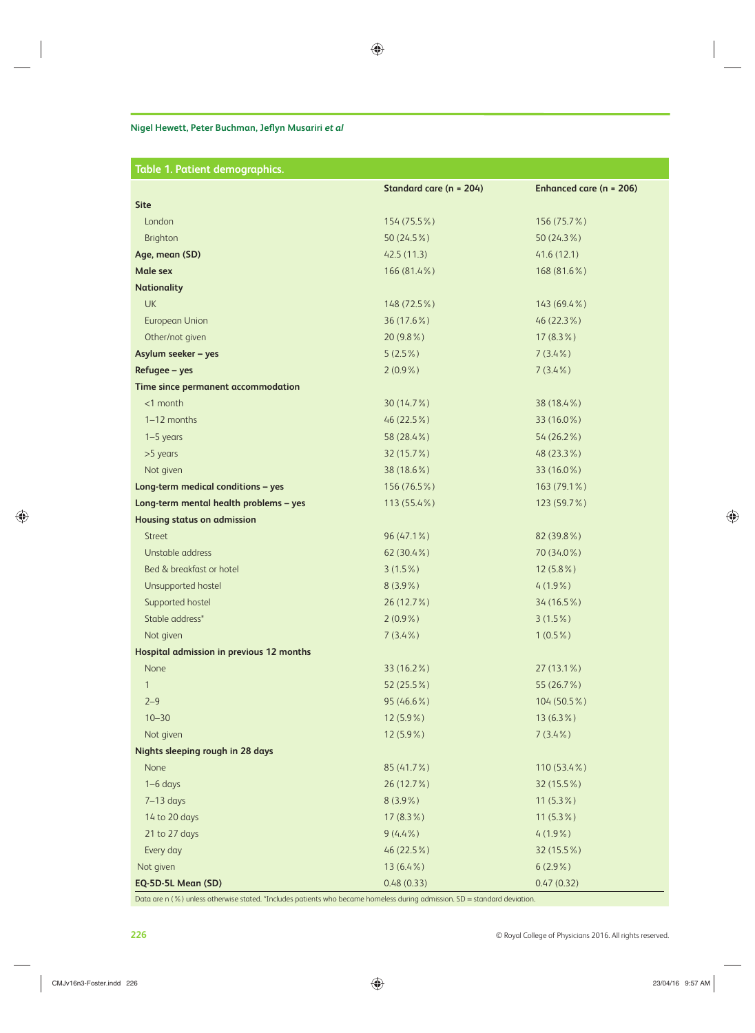**Table 1. Patient demographics.**

| | Standard care (n = 204) | Enhanced care (n = 206) |
|---|---|---|
| **Site** | | |
| London | 154 (75.5%) | 156 (75.7%) |
| Brighton | 50 (24.5%) | 50 (24.3%) |
| **Age, mean (SD)** | 42.5 (11.3) | 41.6 (12.1) |
| **Male sex** | 166 (81.4%) | 168 (81.6%) |
| **Nationality** | | |
| UK | 148 (72.5%) | 143 (69.4%) |
| European Union | 36 (17.6%) | 46 (22.3%) |
| Other/not given | 20 (9.8%) | 17 (8.3%) |
| **Asylum seeker – yes** | 5 (2.5%) | 7 (3.4%) |
| **Refugee – yes** | 2 (0.9%) | 7 (3.4%) |
| **Time since permanent accommodation** | | |
| <1 month | 30 (14.7%) | 38 (18.4%) |
| 1–12 months | 46 (22.5%) | 33 (16.0%) |
| 1–5 years | 58 (28.4%) | 54 (26.2%) |
| >5 years | 32 (15.7%) | 48 (23.3%) |
| Not given | 38 (18.6%) | 33 (16.0%) |
| **Long-term medical conditions – yes** | 156 (76.5%) | 163 (79.1%) |
| **Long-term mental health problems – yes** | 113 (55.4%) | 123 (59.7%) |
| **Housing status on admission** | | |
| Street | 96 (47.1%) | 82 (39.8%) |
| Unstable address | 62 (30.4%) | 70 (34.0%) |
| Bed & breakfast or hotel | 3 (1.5%) | 12 (5.8%) |
| Unsupported hostel | 8 (3.9%) | 4 (1.9%) |
| Supported hostel | 26 (12.7%) | 34 (16.5%) |
| Stable address* | 2 (0.9%) | 3 (1.5%) |
| Not given | 7 (3.4%) | 1 (0.5%) |
| **Hospital admission in previous 12 months** | | |
| None | 33 (16.2%) | 27 (13.1%) |
| 1 | 52 (25.5%) | 55 (26.7%) |
| 2–9 | 95 (46.6%) | 104 (50.5%) |
| 10–30 | 12 (5.9%) | 13 (6.3%) |
| Not given | 12 (5.9%) | 7 (3.4%) |
| **Nights sleeping rough in 28 days** | | |
| None | 85 (41.7%) | 110 (53.4%) |
| 1–6 days | 26 (12.7%) | 32 (15.5%) |
| 7–13 days | 8 (3.9%) | 11 (5.3%) |
| 14 to 20 days | 17 (8.3%) | 11 (5.3%) |
| 21 to 27 days | 9 (4.4%) | 4 (1.9%) |
| Every day | 46 (22.5%) | 32 (15.5%) |
| Not given | 13 (6.4%) | 6 (2.9%) |
| **EQ-5D-5L Mean (SD)** | 0.48 (0.33) | 0.47 (0.32) |

Data are n (%) unless otherwise stated. *Includes patients who became homeless during admission. SD = standard deviation.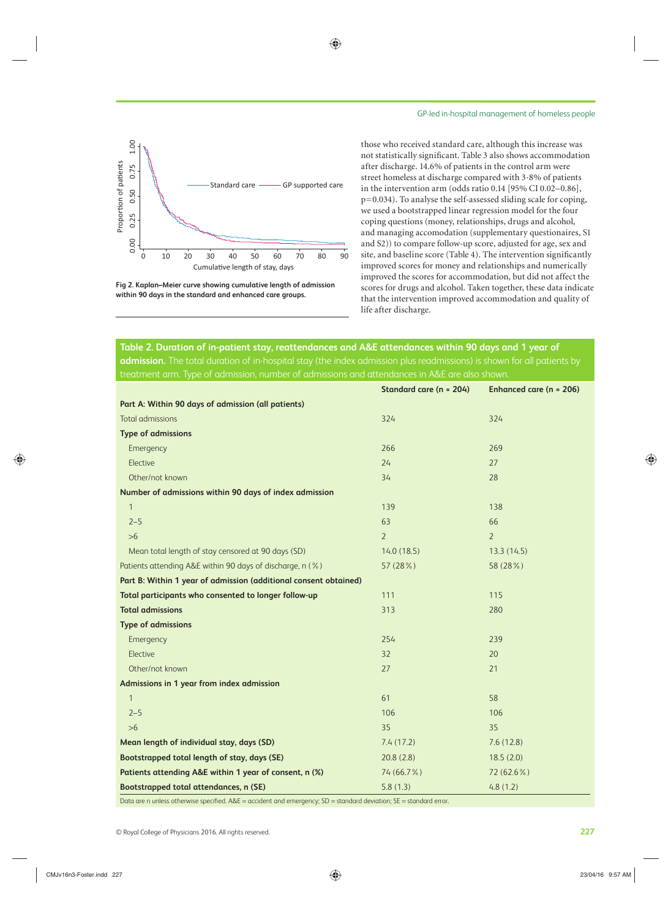Fig 2. Kaplan–Meier curve showing cumulative length of admission within 90 days in the standard and enhanced care groups.

those who received standard care, although this increase was not statistically significant. Table 3 also shows accommodation after discharge. 14.6% of patients in the control arm were street homeless at discharge compared with 3·8% of patients in the intervention arm (odds ratio 0.14 [95% CI 0.02–0.86], p=0.034). To analyse the self-assessed sliding scale for coping, we used a bootstrapped linear regression model for the four coping questions (money, relationships, drugs and alcohol, and managing accomodation (supplementary questionaires, S1 and S2)) to compare follow-up score, adjusted for age, sex and site, and baseline score (Table 4). The intervention significantly improved scores for money and relationships and numerically improved the scores for accommodation, but did not affect the scores for drugs and alcohol. Taken together, these data indicate that the intervention improved accommodation and quality of life after discharge.

**Table 2. Duration of in-patient stay, reattendances and A&E attendances within 90 days and 1 year of admission.** The total duration of in-hospital stay (the index admission plus readmissions) is shown for all patients by treatment arm. Type of admission, number of admissions and attendances in A&E are also shown.

| | Standard care (n = 204) | Enhanced care (n = 206) |
|---|---|---|
| **Part A: Within 90 days of admission (all patients)** | | |
| Total admissions | 324 | 324 |
| **Type of admissions** | | |
| Emergency | 266 | 269 |
| Elective | 24 | 27 |
| Other/not known | 34 | 28 |
| **Number of admissions within 90 days of index admission** | | |
| 1 | 139 | 138 |
| 2–5 | 63 | 66 |
| >6 | 2 | 2 |
| Mean total length of stay censored at 90 days (SD) | 14.0 (18.5) | 13.3 (14.5) |
| Patients attending A&E within 90 days of discharge, n (%) | 57 (28%) | 58 (28%) |
| **Part B: Within 1 year of admission (additional consent obtained)** | | |
| **Total participants who consented to longer follow-up** | 111 | 115 |
| **Total admissions** | 313 | 280 |
| **Type of admissions** | | |
| Emergency | 254 | 239 |
| Elective | 32 | 20 |
| Other/not known | 27 | 21 |
| **Admissions in 1 year from index admission** | | |
| 1 | 61 | 58 |
| 2–5 | 106 | 106 |
| >6 | 35 | 35 |
| **Mean length of individual stay, days (SD)** | 7.4 (17.2) | 7.6 (12.8) |
| **Bootstrapped total length of stay, days (SE)** | 20.8 (2.8) | 18.5 (2.0) |
| **Patients attending A&E within 1 year of consent, n (%)** | 74 (66.7%) | 72 (62.6%) |
| **Bootstrapped total attendances, n (SE)** | 5.8 (1.3) | 4.8 (1.2) |

Data are n unless otherwise specified. A&E = accident and emergency; SD = standard deviation; SE = standard error.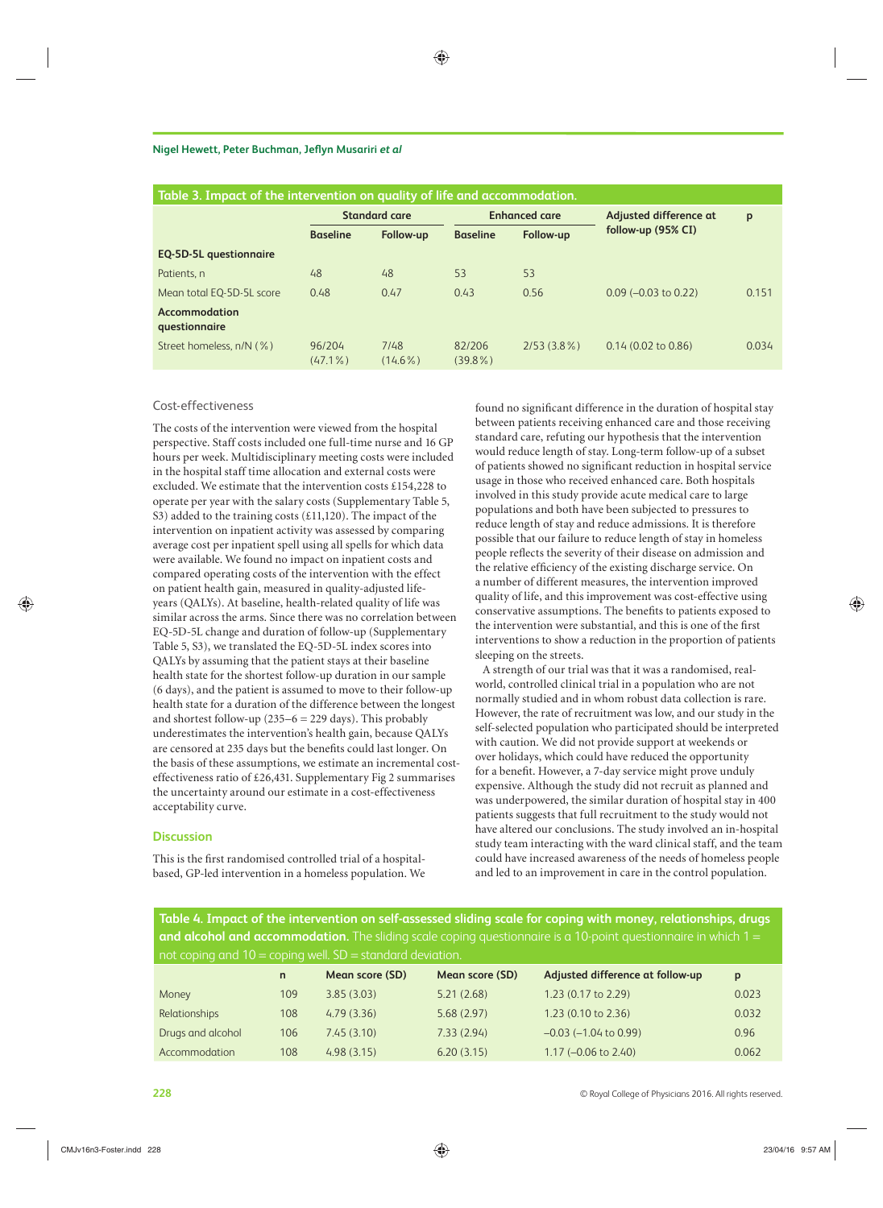**Table 3. Impact of the intervention on quality of life and accommodation.**

| | Standard care | | Enhanced care | | Adjusted difference at follow-up (95% CI) | p |
|---|---|---|---|---|---|---|
| | Baseline | Follow-up | Baseline | Follow-up | | |
| **EQ-5D-5L questionnaire** | | | | | | |
| Patients, n | 48 | 48 | 53 | 53 | | |
| Mean total EQ-5D-5L score | 0.48 | 0.47 | 0.43 | 0.56 | 0.09 (−0.03 to 0.22) | 0.151 |
| **Accommodation questionnaire** | | | | | | |
| Street homeless, n/N (%) | 96/204 (47.1%) | 7/48 (14.6%) | 82/206 (39.8%) | 2/53 (3.8%) | 0.14 (0.02 to 0.86) | 0.034 |

### Cost-effectiveness

The costs of the intervention were viewed from the hospital perspective. Staff costs included one full-time nurse and 16 GP hours per week. Multidisciplinary meeting costs were included in the hospital staff time allocation and external costs were excluded. We estimate that the intervention costs £154,228 to operate per year with the salary costs (Supplementary Table 5, S3) added to the training costs (£11,120). The impact of the intervention on inpatient activity was assessed by comparing average cost per inpatient spell using all spells for which data were available. We found no impact on inpatient costs and compared operating costs of the intervention with the effect on patient health gain, measured in quality-adjusted life-years (QALYs). At baseline, health-related quality of life was similar across the arms. Since there was no correlation between EQ-5D-5L change and duration of follow-up (Supplementary Table 5, S3), we translated the EQ-5D-5L index scores into QALYs by assuming that the patient stays at their baseline health state for the shortest follow-up duration in our sample (6 days), and the patient is assumed to move to their follow-up health state for a duration of the difference between the longest and shortest follow-up (235–6 = 229 days). This probably underestimates the intervention's health gain, because QALYs are censored at 235 days but the benefits could last longer. On the basis of these assumptions, we estimate an incremental cost-effectiveness ratio of £26,431. Supplementary Fig 2 summarises the uncertainty around our estimate in a cost-effectiveness acceptability curve.

## Discussion

This is the first randomised controlled trial of a hospital-based, GP-led intervention in a homeless population. We found no significant difference in the duration of hospital stay between patients receiving enhanced care and those receiving standard care, refuting our hypothesis that the intervention would reduce length of stay. Long-term follow-up of a subset of patients showed no significant reduction in hospital service usage in those who received enhanced care. Both hospitals involved in this study provide acute medical care to large populations and both have been subjected to pressures to reduce length of stay and reduce admissions. It is therefore possible that our failure to reduce length of stay in homeless people reflects the severity of their disease on admission and the relative efficiency of the existing discharge service. On a number of different measures, the intervention improved quality of life, and this improvement was cost-effective using conservative assumptions. The benefits to patients exposed to the intervention were substantial, and this is one of the first interventions to show a reduction in the proportion of patients sleeping on the streets.

A strength of our trial was that it was a randomised, real-world, controlled clinical trial in a population who are not normally studied and in whom robust data collection is rare. However, the rate of recruitment was low, and our study in the self-selected population who participated should be interpreted with caution. We did not provide support at weekends or over holidays, which could have reduced the opportunity for a benefit. However, a 7-day service might prove unduly expensive. Although the study did not recruit as planned and was underpowered, the similar duration of hospital stay in 400 patients suggests that full recruitment to the study would not have altered our conclusions. The study involved an in-hospital study team interacting with the ward clinical staff, and the team could have increased awareness of the needs of homeless people and led to an improvement in care in the control population.

**Table 4. Impact of the intervention on self-assessed sliding scale for coping with money, relationships, drugs and alcohol and accommodation.** The sliding scale coping questionnaire is a 10-point questionnaire in which 1 = not coping and 10 = coping well. SD = standard deviation.

| | n | Mean score (SD) | Mean score (SD) | Adjusted difference at follow-up | p |
|---|---|---|---|---|---|
| Money | 109 | 3.85 (3.03) | 5.21 (2.68) | 1.23 (0.17 to 2.29) | 0.023 |
| Relationships | 108 | 4.79 (3.36) | 5.68 (2.97) | 1.23 (0.10 to 2.36) | 0.032 |
| Drugs and alcohol | 106 | 7.45 (3.10) | 7.33 (2.94) | −0.03 (−1.04 to 0.99) | 0.96 |
| Accommodation | 108 | 4.98 (3.15) | 6.20 (3.15) | 1.17 (−0.06 to 2.40) | 0.062 |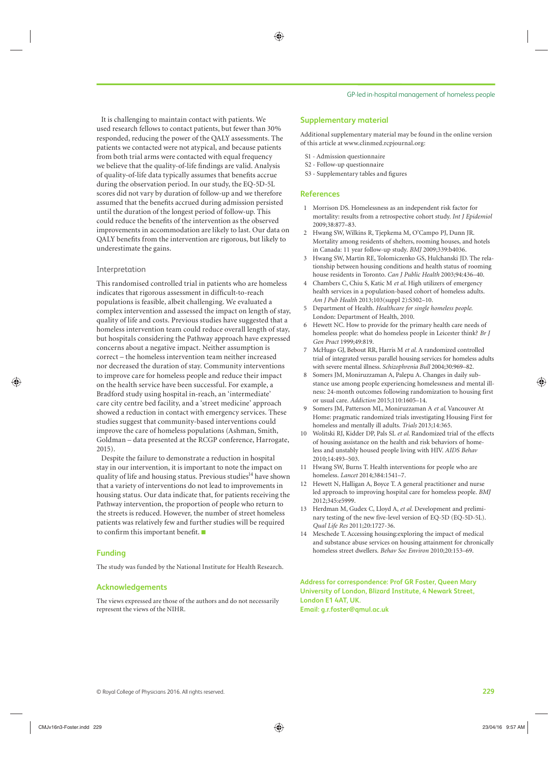It is challenging to maintain contact with patients. We used research fellows to contact patients, but fewer than 30% responded, reducing the power of the QALY assessments. The patients we contacted were not atypical, and because patients from both trial arms were contacted with equal frequency we believe that the quality-of-life findings are valid. Analysis of quality-of-life data typically assumes that benefits accrue during the observation period. In our study, the EQ-5D-5L scores did not vary by duration of follow-up and we therefore assumed that the benefits accrued during admission persisted until the duration of the longest period of follow-up. This could reduce the benefits of the intervention as the observed improvements in accommodation are likely to last. Our data on QALY benefits from the intervention are rigorous, but likely to underestimate the gains.

### Interpretation

This randomised controlled trial in patients who are homeless indicates that rigorous assessment in difficult-to-reach populations is feasible, albeit challenging. We evaluated a complex intervention and assessed the impact on length of stay, quality of life and costs. Previous studies have suggested that a homeless intervention team could reduce overall length of stay, but hospitals considering the Pathway approach have expressed concerns about a negative impact. Neither assumption is correct – the homeless intervention team neither increased nor decreased the duration of stay. Community interventions to improve care for homeless people and reduce their impact on the health service have been successful. For example, a Bradford study using hospital in-reach, an 'intermediate' care city centre bed facility, and a 'street medicine' approach showed a reduction in contact with emergency services. These studies suggest that community-based interventions could improve the care of homeless populations (Ashman, Smith, Goldman – data presented at the RCGP conference, Harrogate, 2015).

Despite the failure to demonstrate a reduction in hospital stay in our intervention, it is important to note the impact on quality of life and housing status. Previous studies[14] have shown that a variety of interventions do not lead to improvements in housing status. Our data indicate that, for patients receiving the Pathway intervention, the proportion of people who return to the streets is reduced. However, the number of street homeless patients was relatively few and further studies will be required to confirm this important benefit. ■

## Funding

The study was funded by the National Institute for Health Research.

## Acknowledgements

The views expressed are those of the authors and do not necessarily represent the views of the NIHR.

## Supplementary material

Additional supplementary material may be found in the online version of this article at www.clinmed.rcpjournal.org:

S1 - Admission questionnaire
S2 - Follow-up questionnaire
S3 - Supplementary tables and figures

## References

1. Morrison DS. Homelessness as an independent risk factor for mortality: results from a retrospective cohort study. *Int J Epidemiol* 2009;38:877–83.
2. Hwang SW, Wilkins R, Tjepkema M, O'Campo PJ, Dunn JR. Mortality among residents of shelters, rooming houses, and hotels in Canada: 11 year follow-up study. *BMJ* 2009;339:b4036.
3. Hwang SW, Martin RE, Tolomiczenko GS, Hulchanski JD. The relationship between housing conditions and health status of rooming house residents in Toronto. *Can J Public Health* 2003;94:436–40.
4. Chambers C, Chiu S, Katic M *et al*. High utilizers of emergency health services in a population-based cohort of homeless adults. *Am J Pub Health* 2013;103(suppl 2):S302–10.
5. Department of Health. *Healthcare for single homeless people*. London: Department of Health, 2010.
6. Hewett NC. How to provide for the primary health care needs of homeless people: what do homeless people in Leicester think? *Br J Gen Pract* 1999;49:819.
7. McHugo GJ, Bebout RR, Harris M *et al*. A randomized controlled trial of integrated versus parallel housing services for homeless adults with severe mental illness. *Schizophrenia Bull* 2004;30:969–82.
8. Somers JM, Moniruzzaman A, Palepu A. Changes in daily substance use among people experiencing homelessness and mental illness: 24-month outcomes following randomization to housing first or usual care. *Addiction* 2015;110:1605–14.
9. Somers JM, Patterson ML, Moniruzzaman A *et al*. Vancouver At Home: pragmatic randomized trials investigating Housing First for homeless and mentally ill adults. *Trials* 2013;14:365.
10. Wolitski RJ, Kidder DP, Pals SL *et al*. Randomized trial of the effects of housing assistance on the health and risk behaviors of homeless and unstably housed people living with HIV. *AIDS Behav* 2010;14:493–503.
11. Hwang SW, Burns T. Health interventions for people who are homeless. *Lancet* 2014;384:1541–7.
12. Hewett N, Halligan A, Boyce T. A general practitioner and nurse led approach to improving hospital care for homeless people. *BMJ* 2012;345:e5999.
13. Herdman M, Gudex C, Lloyd A, *et al*. Development and preliminary testing of the new five-level version of EQ-5D (EQ-5D-5L). *Qual Life Res* 2011;20:1727-36.
14. Meschede T. Accessing housing:exploring the impact of medical and substance abuse services on housing attainment for chronically homeless street dwellers. *Behav Soc Environ* 2010;20:153–69.

**Address for correspondence: Prof GR Foster, Queen Mary University of London, Blizard Institute, 4 Newark Street, London E1 4AT, UK.**
**Email: g.r.foster@qmul.ac.uk**